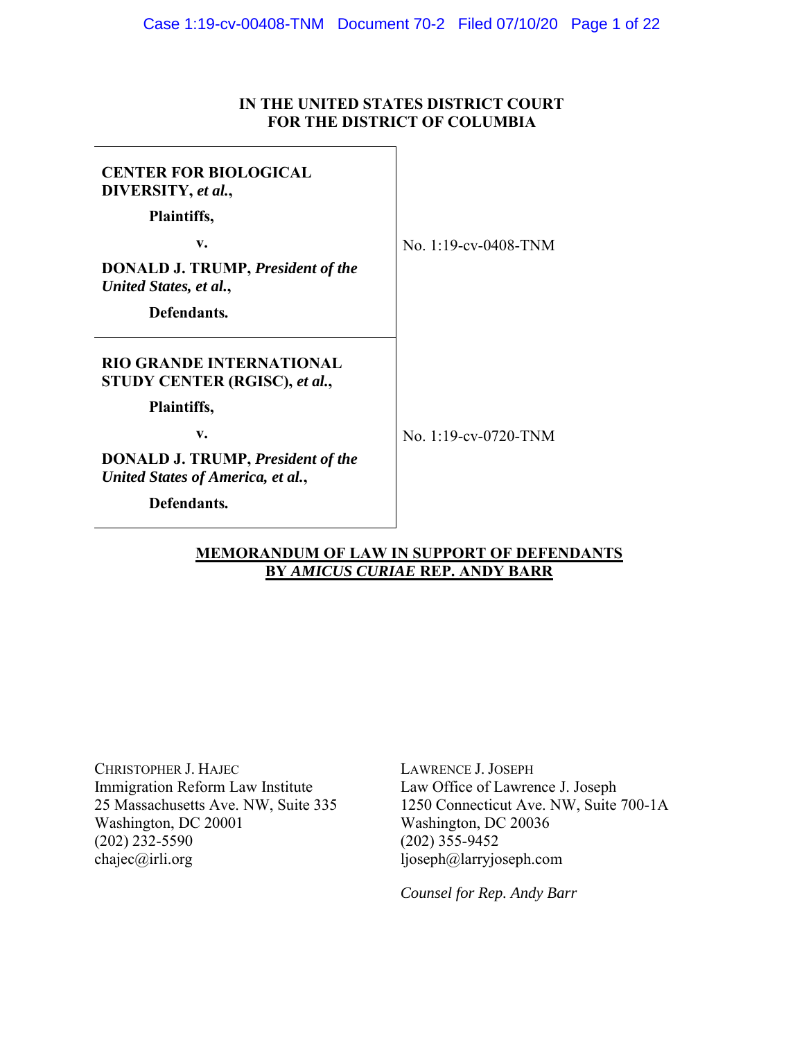**IN THE UNITED STATES DISTRICT COURT**
**FOR THE DISTRICT OF COLUMBIA**

| | |
|---|---|
| **CENTER FOR BIOLOGICAL DIVERSITY, *et al.*,**<br><br>**Plaintiffs,**<br><br>**v.**<br><br>**DONALD J. TRUMP, *President of the United States, et al.*,**<br><br>**Defendants.** | No. 1:19-cv-0408-TNM |
| **RIO GRANDE INTERNATIONAL STUDY CENTER (RGISC), *et al.*,**<br><br>**Plaintiffs,**<br><br>**v.**<br><br>**DONALD J. TRUMP, *President of the United States of America, et al.*,**<br><br>**Defendants.** | No. 1:19-cv-0720-TNM |

**MEMORANDUM OF LAW IN SUPPORT OF DEFENDANTS BY *AMICUS CURIAE* REP. ANDY BARR**

CHRISTOPHER J. HAJEC
Immigration Reform Law Institute
25 Massachusetts Ave. NW, Suite 335
Washington, DC 20001
(202) 232-5590
chajec@irli.org

LAWRENCE J. JOSEPH
Law Office of Lawrence J. Joseph
1250 Connecticut Ave. NW, Suite 700-1A
Washington, DC 20036
(202) 355-9452
ljoseph@larryjoseph.com

*Counsel for Rep. Andy Barr*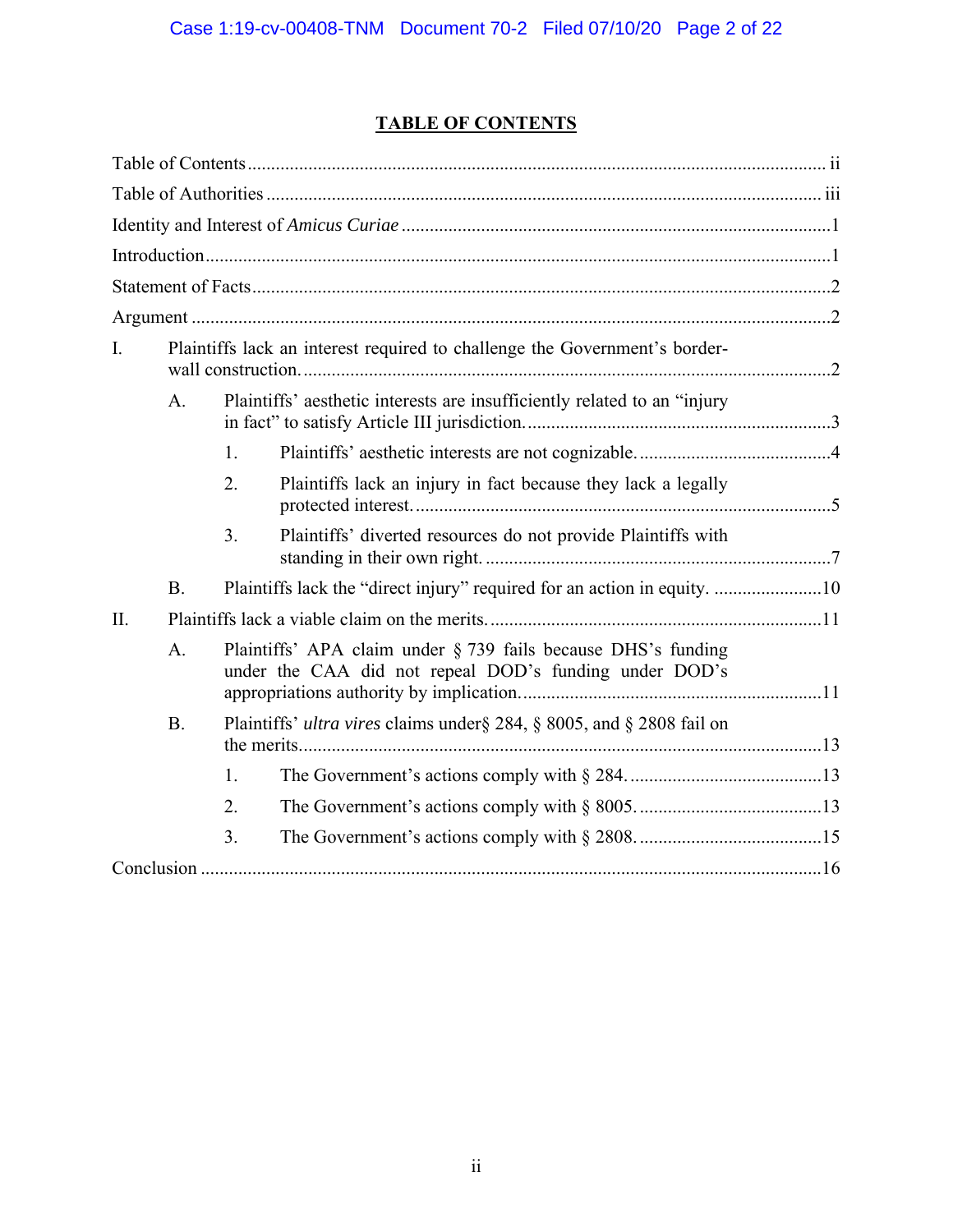## TABLE OF CONTENTS

Table of Contents ........ ii

Table of Authorities ........ iii

Identity and Interest of *Amicus Curiae* ........ 1

Introduction ........ 1

Statement of Facts ........ 2

Argument ........ 2

- I. Plaintiffs lack an interest required to challenge the Government's border-wall construction. ........ 2
  - A. Plaintiffs' aesthetic interests are insufficiently related to an "injury in fact" to satisfy Article III jurisdiction. ........ 3
    - 1. Plaintiffs' aesthetic interests are not cognizable. ........ 4
    - 2. Plaintiffs lack an injury in fact because they lack a legally protected interest. ........ 5
    - 3. Plaintiffs' diverted resources do not provide Plaintiffs with standing in their own right. ........ 7
  - B. Plaintiffs lack the "direct injury" required for an action in equity. ........ 10
- II. Plaintiffs lack a viable claim on the merits. ........ 11
  - A. Plaintiffs' APA claim under § 739 fails because DHS's funding under the CAA did not repeal DOD's funding under DOD's appropriations authority by implication. ........ 11
  - B. Plaintiffs' *ultra vires* claims under§ 284, § 8005, and § 2808 fail on the merits. ........ 13
    - 1. The Government's actions comply with § 284. ........ 13
    - 2. The Government's actions comply with § 8005. ........ 13
    - 3. The Government's actions comply with § 2808. ........ 15

Conclusion ........ 16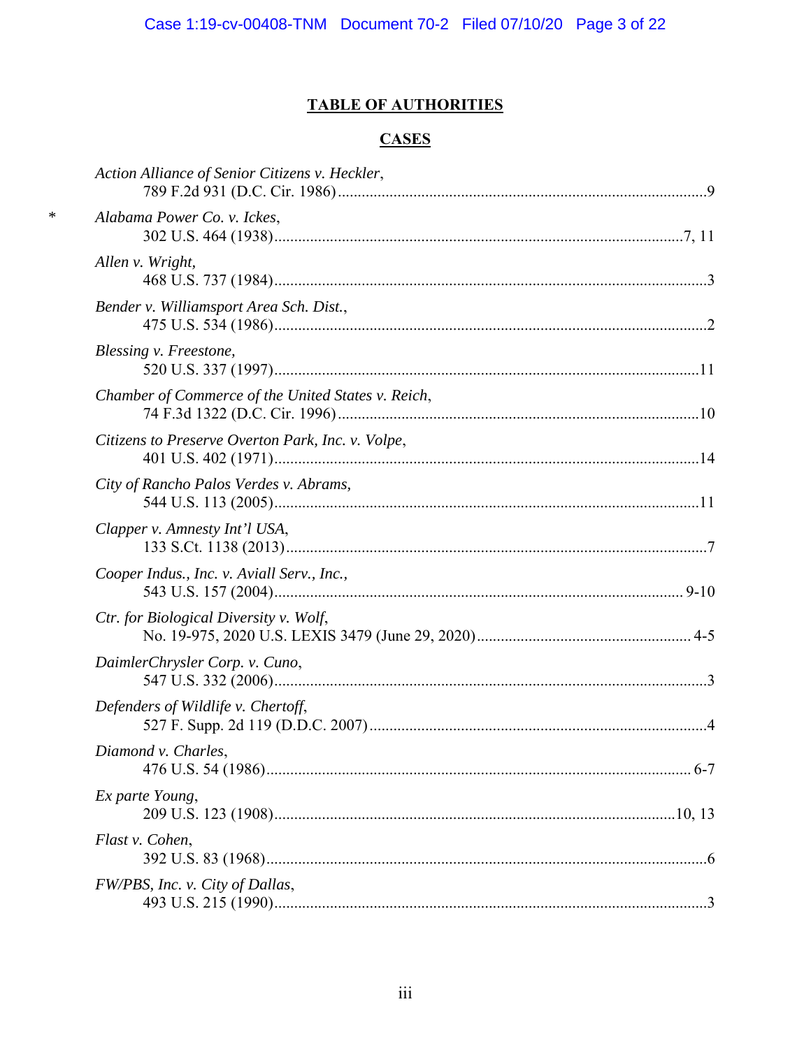# TABLE OF AUTHORITIES

## CASES

*Action Alliance of Senior Citizens v. Heckler*,
789 F.2d 931 (D.C. Cir. 1986) .....9

\* *Alabama Power Co. v. Ickes*,
302 U.S. 464 (1938) .....7, 11

*Allen v. Wright,*
468 U.S. 737 (1984) .....3

*Bender v. Williamsport Area Sch. Dist.*,
475 U.S. 534 (1986) .....2

*Blessing v. Freestone,*
520 U.S. 337 (1997) .....11

*Chamber of Commerce of the United States v. Reich*,
74 F.3d 1322 (D.C. Cir. 1996) .....10

*Citizens to Preserve Overton Park, Inc. v. Volpe*,
401 U.S. 402 (1971) .....14

*City of Rancho Palos Verdes v. Abrams,*
544 U.S. 113 (2005) .....11

*Clapper v. Amnesty Int'l USA*,
133 S.Ct. 1138 (2013) .....7

*Cooper Indus., Inc. v. Aviall Serv., Inc.,*
543 U.S. 157 (2004) ..... 9-10

*Ctr. for Biological Diversity v. Wolf*,
No. 19-975, 2020 U.S. LEXIS 3479 (June 29, 2020) ..... 4-5

*DaimlerChrysler Corp. v. Cuno*,
547 U.S. 332 (2006) .....3

*Defenders of Wildlife v. Chertoff*,
527 F. Supp. 2d 119 (D.D.C. 2007) .....4

*Diamond v. Charles*,
476 U.S. 54 (1986) ..... 6-7

*Ex parte Young*,
209 U.S. 123 (1908) .....10, 13

*Flast v. Cohen*,
392 U.S. 83 (1968) .....6

*FW/PBS, Inc. v. City of Dallas*,
493 U.S. 215 (1990) .....3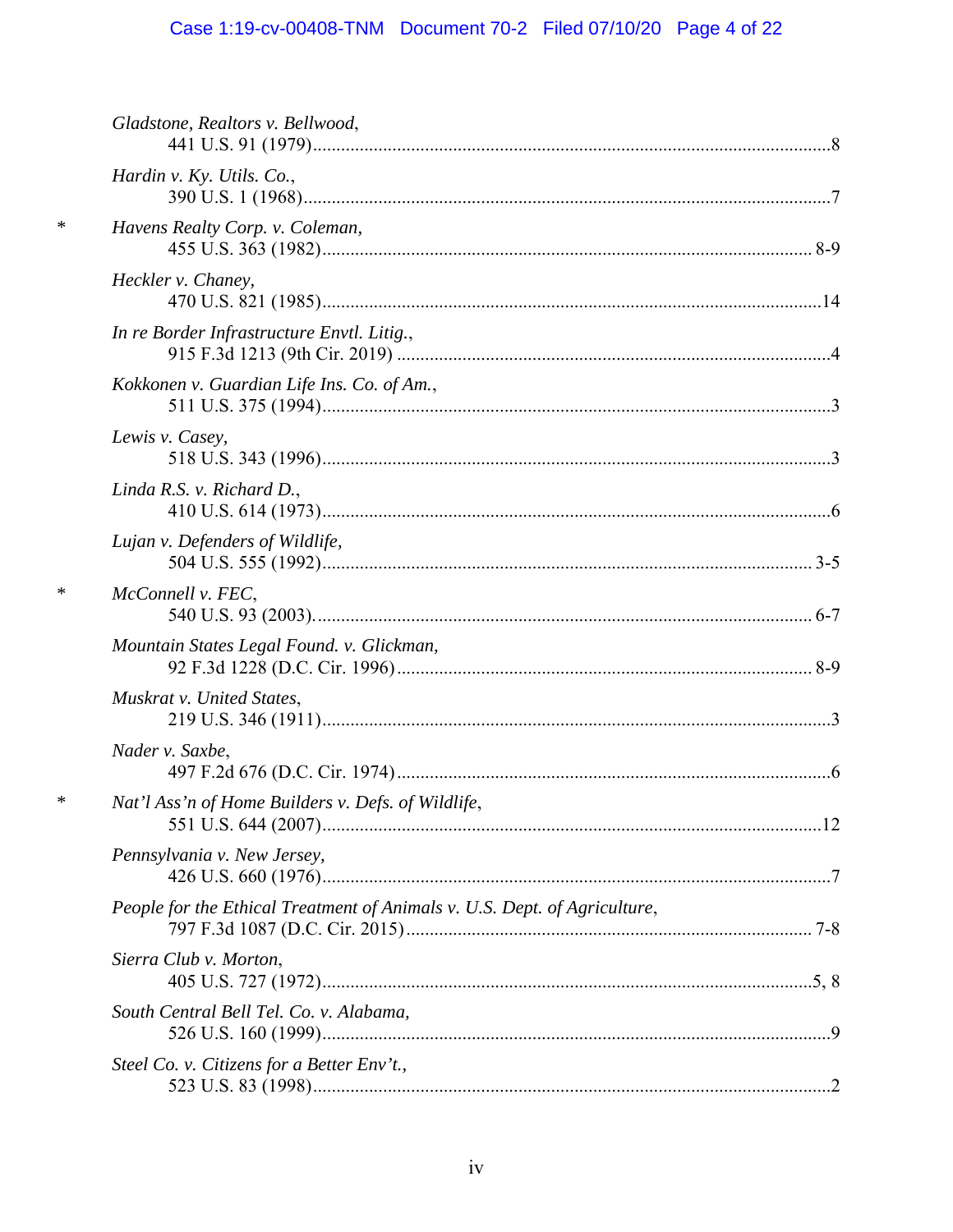*Gladstone, Realtors v. Bellwood*,
441 U.S. 91 (1979) ... 8

*Hardin v. Ky. Utils. Co.*,
390 U.S. 1 (1968) ... 7

\* *Havens Realty Corp. v. Coleman*,
455 U.S. 363 (1982) ... 8-9

*Heckler v. Chaney*,
470 U.S. 821 (1985) ... 14

*In re Border Infrastructure Envtl. Litig.*,
915 F.3d 1213 (9th Cir. 2019) ... 4

*Kokkonen v. Guardian Life Ins. Co. of Am.*,
511 U.S. 375 (1994) ... 3

*Lewis v. Casey*,
518 U.S. 343 (1996) ... 3

*Linda R.S. v. Richard D.*,
410 U.S. 614 (1973) ... 6

*Lujan v. Defenders of Wildlife*,
504 U.S. 555 (1992) ... 3-5

\* *McConnell v. FEC*,
540 U.S. 93 (2003) ... 6-7

*Mountain States Legal Found. v. Glickman*,
92 F.3d 1228 (D.C. Cir. 1996) ... 8-9

*Muskrat v. United States*,
219 U.S. 346 (1911) ... 3

*Nader v. Saxbe*,
497 F.2d 676 (D.C. Cir. 1974) ... 6

\* *Nat'l Ass'n of Home Builders v. Defs. of Wildlife*,
551 U.S. 644 (2007) ... 12

*Pennsylvania v. New Jersey*,
426 U.S. 660 (1976) ... 7

*People for the Ethical Treatment of Animals v. U.S. Dept. of Agriculture*,
797 F.3d 1087 (D.C. Cir. 2015) ... 7-8

*Sierra Club v. Morton*,
405 U.S. 727 (1972) ... 5, 8

*South Central Bell Tel. Co. v. Alabama*,
526 U.S. 160 (1999) ... 9

*Steel Co. v. Citizens for a Better Env't.*,
523 U.S. 83 (1998) ... 2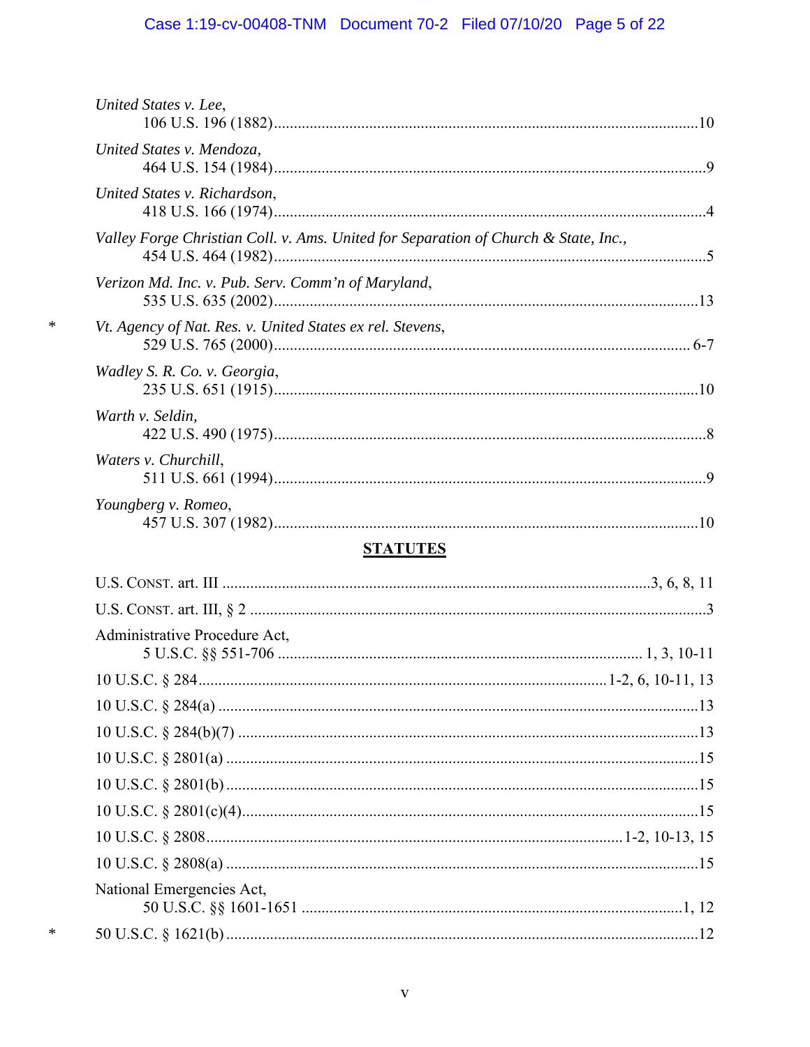*United States v. Lee*,
106 U.S. 196 (1882)....10

*United States v. Mendoza,*
464 U.S. 154 (1984)....9

*United States v. Richardson*,
418 U.S. 166 (1974)....4

*Valley Forge Christian Coll. v. Ams. United for Separation of Church & State, Inc.*,
454 U.S. 464 (1982)....5

*Verizon Md. Inc. v. Pub. Serv. Comm'n of Maryland*,
535 U.S. 635 (2002)....13

\* *Vt. Agency of Nat. Res. v. United States ex rel. Stevens*,
529 U.S. 765 (2000).... 6-7

*Wadley S. R. Co. v. Georgia*,
235 U.S. 651 (1915)....10

*Warth v. Seldin,*
422 U.S. 490 (1975)....8

*Waters v. Churchill*,
511 U.S. 661 (1994)....9

*Youngberg v. Romeo*,
457 U.S. 307 (1982)....10

## **STATUTES**

U.S. CONST. art. III ....3, 6, 8, 11

U.S. CONST. art. III, § 2 ....3

Administrative Procedure Act,
5 U.S.C. §§ 551-706 .... 1, 3, 10-11

10 U.S.C. § 284....1-2, 6, 10-11, 13

10 U.S.C. § 284(a) ....13

10 U.S.C. § 284(b)(7) ....13

10 U.S.C. § 2801(a) ....15

10 U.S.C. § 2801(b) ....15

10 U.S.C. § 2801(c)(4)....15

10 U.S.C. § 2808....1-2, 10-13, 15

10 U.S.C. § 2808(a) ....15

National Emergencies Act,
50 U.S.C. §§ 1601-1651 ....1, 12

\* 50 U.S.C. § 1621(b) ....12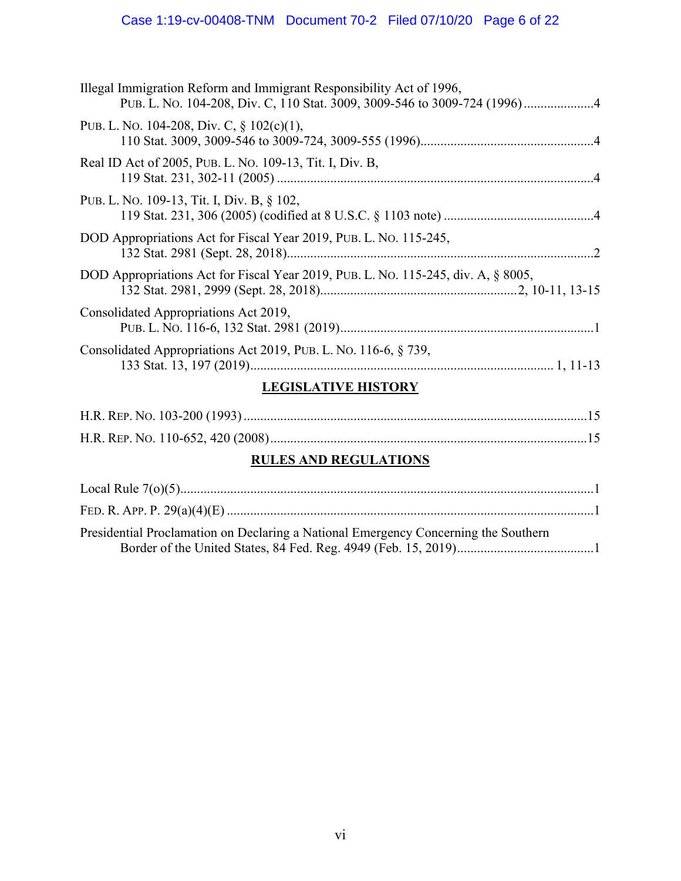Illegal Immigration Reform and Immigrant Responsibility Act of 1996,
PUB. L. NO. 104-208, Div. C, 110 Stat. 3009, 3009-546 to 3009-724 (1996) ....................4

PUB. L. NO. 104-208, Div. C, § 102(c)(1),
110 Stat. 3009, 3009-546 to 3009-724, 3009-555 (1996)....................................................4

Real ID Act of 2005, PUB. L. NO. 109-13, Tit. I, Div. B,
119 Stat. 231, 302-11 (2005) ..............................................................................................4

PUB. L. NO. 109-13, Tit. I, Div. B, § 102,
119 Stat. 231, 306 (2005) (codified at 8 U.S.C. § 1103 note) .............................................4

DOD Appropriations Act for Fiscal Year 2019, PUB. L. NO. 115-245,
132 Stat. 2981 (Sept. 28, 2018)...........................................................................................2

DOD Appropriations Act for Fiscal Year 2019, PUB. L. NO. 115-245, div. A, § 8005,
132 Stat. 2981, 2999 (Sept. 28, 2018)..........................................................2, 10-11, 13-15

Consolidated Appropriations Act 2019,
PUB. L. NO. 116-6, 132 Stat. 2981 (2019)............................................................................1

Consolidated Appropriations Act 2019, PUB. L. NO. 116-6, § 739,
133 Stat. 13, 197 (2019).......................................................................................... 1, 11-13

## LEGISLATIVE HISTORY

H.R. REP. NO. 103-200 (1993) .......................................................................................................15

H.R. REP. NO. 110-652, 420 (2008)..............................................................................................15

## RULES AND REGULATIONS

Local Rule 7(o)(5)...........................................................................................................................1

FED. R. APP. P. 29(a)(4)(E) .............................................................................................................1

Presidential Proclamation on Declaring a National Emergency Concerning the Southern
Border of the United States, 84 Fed. Reg. 4949 (Feb. 15, 2019).........................................1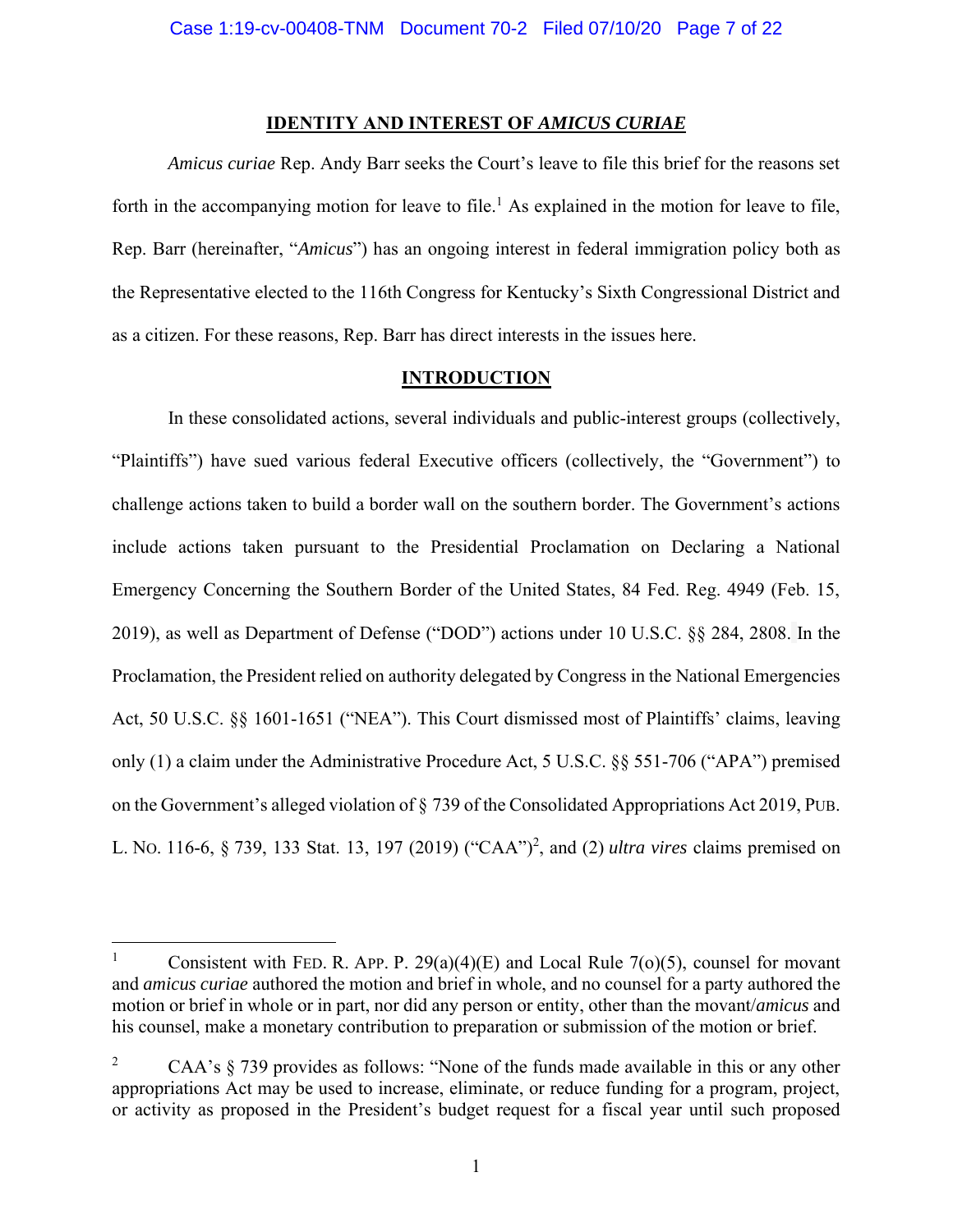## IDENTITY AND INTEREST OF *AMICUS CURIAE*

*Amicus curiae* Rep. Andy Barr seeks the Court's leave to file this brief for the reasons set forth in the accompanying motion for leave to file.[1] As explained in the motion for leave to file, Rep. Barr (hereinafter, "*Amicus*") has an ongoing interest in federal immigration policy both as the Representative elected to the 116th Congress for Kentucky's Sixth Congressional District and as a citizen. For these reasons, Rep. Barr has direct interests in the issues here.

## INTRODUCTION

In these consolidated actions, several individuals and public-interest groups (collectively, "Plaintiffs") have sued various federal Executive officers (collectively, the "Government") to challenge actions taken to build a border wall on the southern border. The Government's actions include actions taken pursuant to the Presidential Proclamation on Declaring a National Emergency Concerning the Southern Border of the United States, 84 Fed. Reg. 4949 (Feb. 15, 2019), as well as Department of Defense ("DOD") actions under 10 U.S.C. §§ 284, 2808. In the Proclamation, the President relied on authority delegated by Congress in the National Emergencies Act, 50 U.S.C. §§ 1601-1651 ("NEA"). This Court dismissed most of Plaintiffs' claims, leaving only (1) a claim under the Administrative Procedure Act, 5 U.S.C. §§ 551-706 ("APA") premised on the Government's alleged violation of § 739 of the Consolidated Appropriations Act 2019, PUB. L. NO. 116-6, § 739, 133 Stat. 13, 197 (2019) ("CAA")[2], and (2) *ultra vires* claims premised on

---

[1] Consistent with FED. R. APP. P. 29(a)(4)(E) and Local Rule 7(o)(5), counsel for movant and *amicus curiae* authored the motion and brief in whole, and no counsel for a party authored the motion or brief in whole or in part, nor did any person or entity, other than the movant/*amicus* and his counsel, make a monetary contribution to preparation or submission of the motion or brief.

[2] CAA's § 739 provides as follows: "None of the funds made available in this or any other appropriations Act may be used to increase, eliminate, or reduce funding for a program, project, or activity as proposed in the President's budget request for a fiscal year until such proposed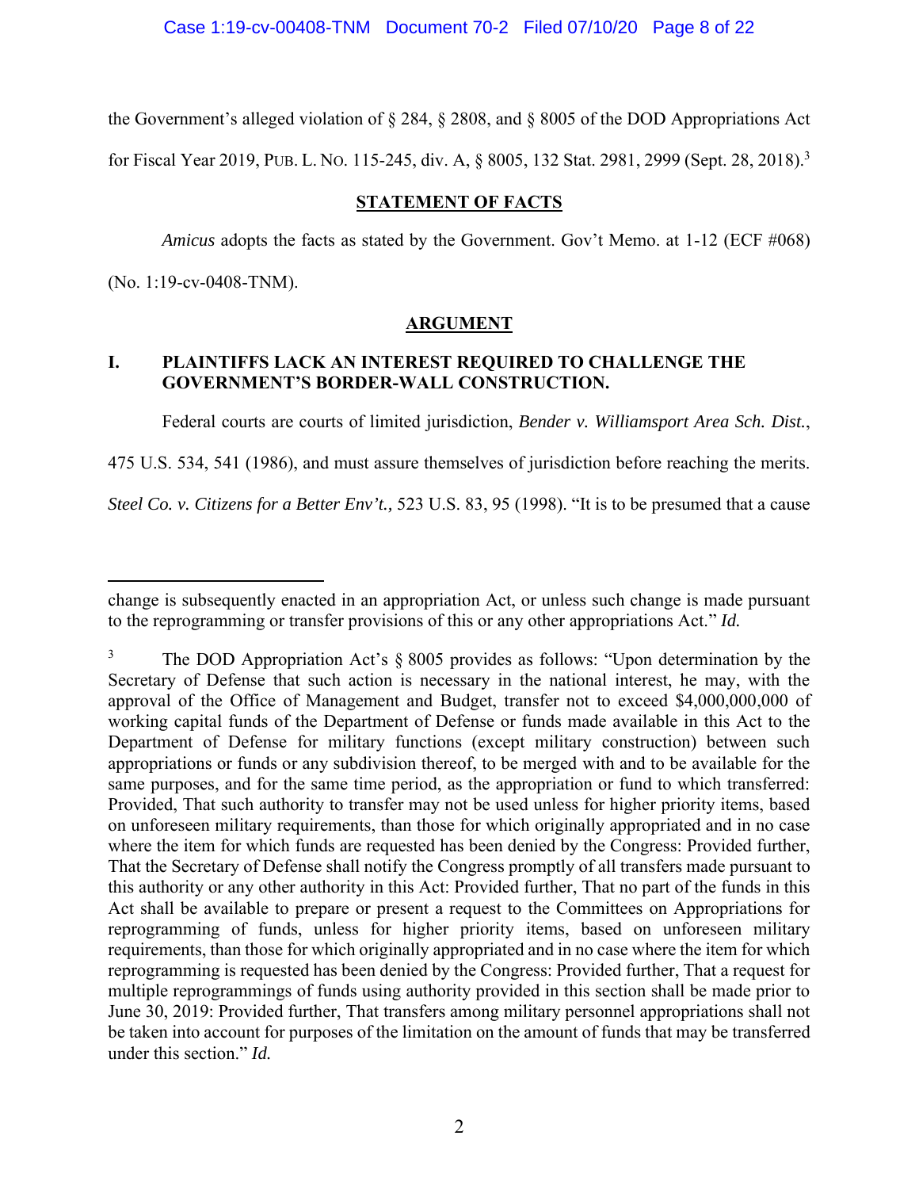the Government's alleged violation of § 284, § 2808, and § 8005 of the DOD Appropriations Act for Fiscal Year 2019, PUB. L. NO. 115-245, div. A, § 8005, 132 Stat. 2981, 2999 (Sept. 28, 2018).[3]

## STATEMENT OF FACTS

*Amicus* adopts the facts as stated by the Government. Gov't Memo. at 1-12 (ECF #068) (No. 1:19-cv-0408-TNM).

## ARGUMENT

### I. PLAINTIFFS LACK AN INTEREST REQUIRED TO CHALLENGE THE GOVERNMENT'S BORDER-WALL CONSTRUCTION.

Federal courts are courts of limited jurisdiction, *Bender v. Williamsport Area Sch. Dist.*, 475 U.S. 534, 541 (1986), and must assure themselves of jurisdiction before reaching the merits. *Steel Co. v. Citizens for a Better Env't.,* 523 U.S. 83, 95 (1998). "It is to be presumed that a cause

---

change is subsequently enacted in an appropriation Act, or unless such change is made pursuant to the reprogramming or transfer provisions of this or any other appropriations Act." *Id.*

[3] The DOD Appropriation Act's § 8005 provides as follows: "Upon determination by the Secretary of Defense that such action is necessary in the national interest, he may, with the approval of the Office of Management and Budget, transfer not to exceed $4,000,000,000 of working capital funds of the Department of Defense or funds made available in this Act to the Department of Defense for military functions (except military construction) between such appropriations or funds or any subdivision thereof, to be merged with and to be available for the same purposes, and for the same time period, as the appropriation or fund to which transferred: Provided, That such authority to transfer may not be used unless for higher priority items, based on unforeseen military requirements, than those for which originally appropriated and in no case where the item for which funds are requested has been denied by the Congress: Provided further, That the Secretary of Defense shall notify the Congress promptly of all transfers made pursuant to this authority or any other authority in this Act: Provided further, That no part of the funds in this Act shall be available to prepare or present a request to the Committees on Appropriations for reprogramming of funds, unless for higher priority items, based on unforeseen military requirements, than those for which originally appropriated and in no case where the item for which reprogramming is requested has been denied by the Congress: Provided further, That a request for multiple reprogrammings of funds using authority provided in this section shall be made prior to June 30, 2019: Provided further, That transfers among military personnel appropriations shall not be taken into account for purposes of the limitation on the amount of funds that may be transferred under this section." *Id.*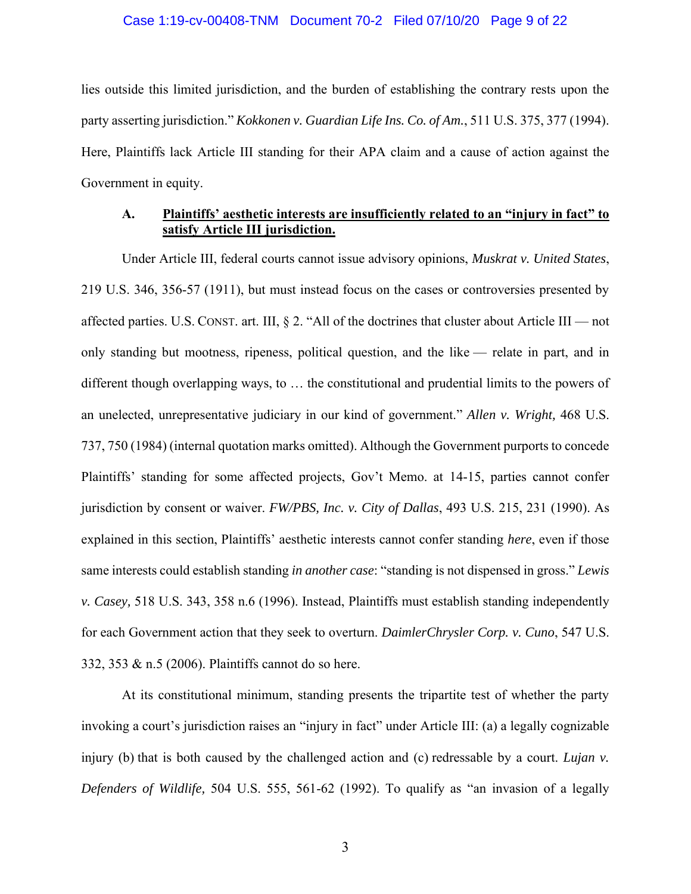lies outside this limited jurisdiction, and the burden of establishing the contrary rests upon the party asserting jurisdiction." *Kokkonen v. Guardian Life Ins. Co. of Am.*, 511 U.S. 375, 377 (1994). Here, Plaintiffs lack Article III standing for their APA claim and a cause of action against the Government in equity.

### A. Plaintiffs' aesthetic interests are insufficiently related to an "injury in fact" to satisfy Article III jurisdiction.

Under Article III, federal courts cannot issue advisory opinions, *Muskrat v. United States*, 219 U.S. 346, 356-57 (1911), but must instead focus on the cases or controversies presented by affected parties. U.S. CONST. art. III, § 2. "All of the doctrines that cluster about Article III — not only standing but mootness, ripeness, political question, and the like — relate in part, and in different though overlapping ways, to … the constitutional and prudential limits to the powers of an unelected, unrepresentative judiciary in our kind of government." *Allen v. Wright,* 468 U.S. 737, 750 (1984) (internal quotation marks omitted). Although the Government purports to concede Plaintiffs' standing for some affected projects, Gov't Memo. at 14-15, parties cannot confer jurisdiction by consent or waiver. *FW/PBS, Inc. v. City of Dallas*, 493 U.S. 215, 231 (1990). As explained in this section, Plaintiffs' aesthetic interests cannot confer standing *here*, even if those same interests could establish standing *in another case*: "standing is not dispensed in gross." *Lewis v. Casey,* 518 U.S. 343, 358 n.6 (1996). Instead, Plaintiffs must establish standing independently for each Government action that they seek to overturn. *DaimlerChrysler Corp. v. Cuno*, 547 U.S. 332, 353 & n.5 (2006). Plaintiffs cannot do so here.

At its constitutional minimum, standing presents the tripartite test of whether the party invoking a court's jurisdiction raises an "injury in fact" under Article III: (a) a legally cognizable injury (b) that is both caused by the challenged action and (c) redressable by a court. *Lujan v. Defenders of Wildlife,* 504 U.S. 555, 561-62 (1992). To qualify as "an invasion of a legally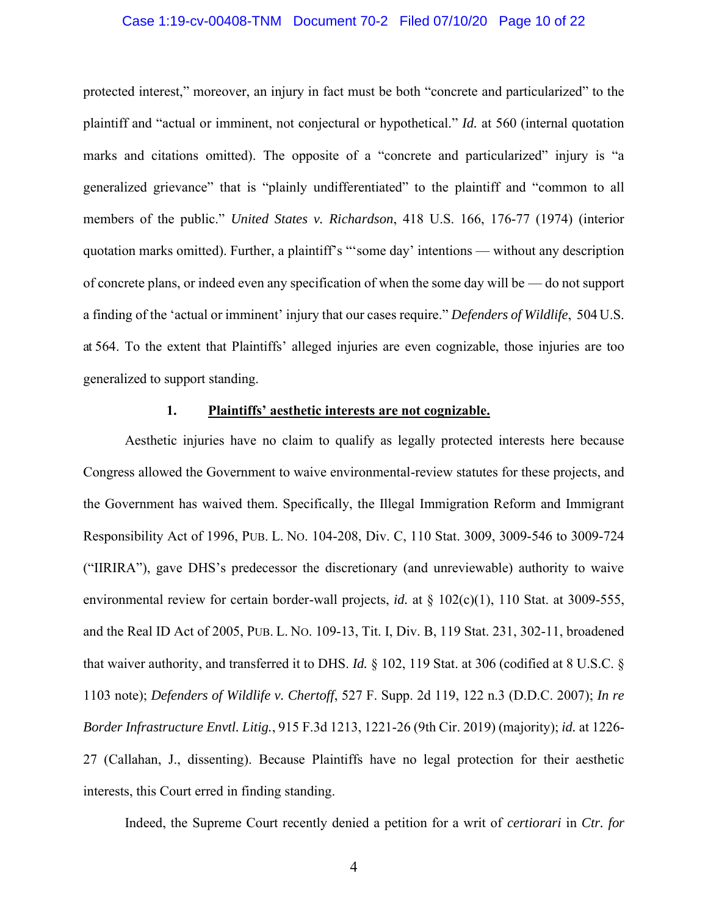protected interest," moreover, an injury in fact must be both "concrete and particularized" to the plaintiff and "actual or imminent, not conjectural or hypothetical." *Id.* at 560 (internal quotation marks and citations omitted). The opposite of a "concrete and particularized" injury is "a generalized grievance" that is "plainly undifferentiated" to the plaintiff and "common to all members of the public." *United States v. Richardson*, 418 U.S. 166, 176-77 (1974) (interior quotation marks omitted). Further, a plaintiff's "'some day' intentions — without any description of concrete plans, or indeed even any specification of when the some day will be — do not support a finding of the 'actual or imminent' injury that our cases require." *Defenders of Wildlife*, 504 U.S. at 564. To the extent that Plaintiffs' alleged injuries are even cognizable, those injuries are too generalized to support standing.

### 1. Plaintiffs' aesthetic interests are not cognizable.

Aesthetic injuries have no claim to qualify as legally protected interests here because Congress allowed the Government to waive environmental-review statutes for these projects, and the Government has waived them. Specifically, the Illegal Immigration Reform and Immigrant Responsibility Act of 1996, PUB. L. NO. 104-208, Div. C, 110 Stat. 3009, 3009-546 to 3009-724 ("IIRIRA"), gave DHS's predecessor the discretionary (and unreviewable) authority to waive environmental review for certain border-wall projects, *id.* at § 102(c)(1), 110 Stat. at 3009-555, and the Real ID Act of 2005, PUB. L. NO. 109-13, Tit. I, Div. B, 119 Stat. 231, 302-11, broadened that waiver authority, and transferred it to DHS. *Id.* § 102, 119 Stat. at 306 (codified at 8 U.S.C. § 1103 note); *Defenders of Wildlife v. Chertoff*, 527 F. Supp. 2d 119, 122 n.3 (D.D.C. 2007); *In re Border Infrastructure Envtl. Litig.*, 915 F.3d 1213, 1221-26 (9th Cir. 2019) (majority); *id.* at 1226-27 (Callahan, J., dissenting). Because Plaintiffs have no legal protection for their aesthetic interests, this Court erred in finding standing.

Indeed, the Supreme Court recently denied a petition for a writ of *certiorari* in *Ctr. for*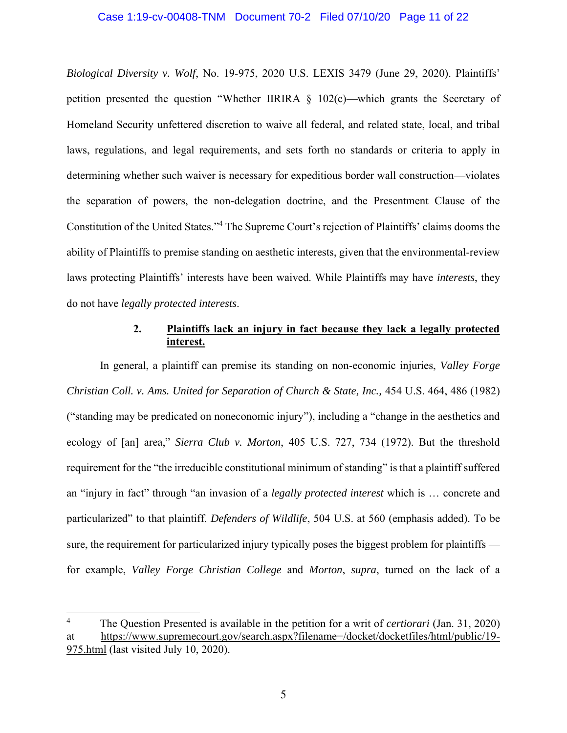*Biological Diversity v. Wolf*, No. 19-975, 2020 U.S. LEXIS 3479 (June 29, 2020). Plaintiffs' petition presented the question "Whether IIRIRA § 102(c)—which grants the Secretary of Homeland Security unfettered discretion to waive all federal, and related state, local, and tribal laws, regulations, and legal requirements, and sets forth no standards or criteria to apply in determining whether such waiver is necessary for expeditious border wall construction—violates the separation of powers, the non-delegation doctrine, and the Presentment Clause of the Constitution of the United States."[4] The Supreme Court's rejection of Plaintiffs' claims dooms the ability of Plaintiffs to premise standing on aesthetic interests, given that the environmental-review laws protecting Plaintiffs' interests have been waived. While Plaintiffs may have *interests*, they do not have *legally protected interests*.

### 2. **Plaintiffs lack an injury in fact because they lack a legally protected interest.**

In general, a plaintiff can premise its standing on non-economic injuries, *Valley Forge Christian Coll. v. Ams. United for Separation of Church & State, Inc.,* 454 U.S. 464, 486 (1982) ("standing may be predicated on noneconomic injury"), including a "change in the aesthetics and ecology of [an] area," *Sierra Club v. Morton*, 405 U.S. 727, 734 (1972). But the threshold requirement for the "the irreducible constitutional minimum of standing" is that a plaintiff suffered an "injury in fact" through "an invasion of a *legally protected interest* which is … concrete and particularized" to that plaintiff. *Defenders of Wildlife*, 504 U.S. at 560 (emphasis added). To be sure, the requirement for particularized injury typically poses the biggest problem for plaintiffs — for example, *Valley Forge Christian College* and *Morton*, *supra*, turned on the lack of a

---

[4] The Question Presented is available in the petition for a writ of *certiorari* (Jan. 31, 2020) at https://www.supremecourt.gov/search.aspx?filename=/docket/docketfiles/html/public/19-975.html (last visited July 10, 2020).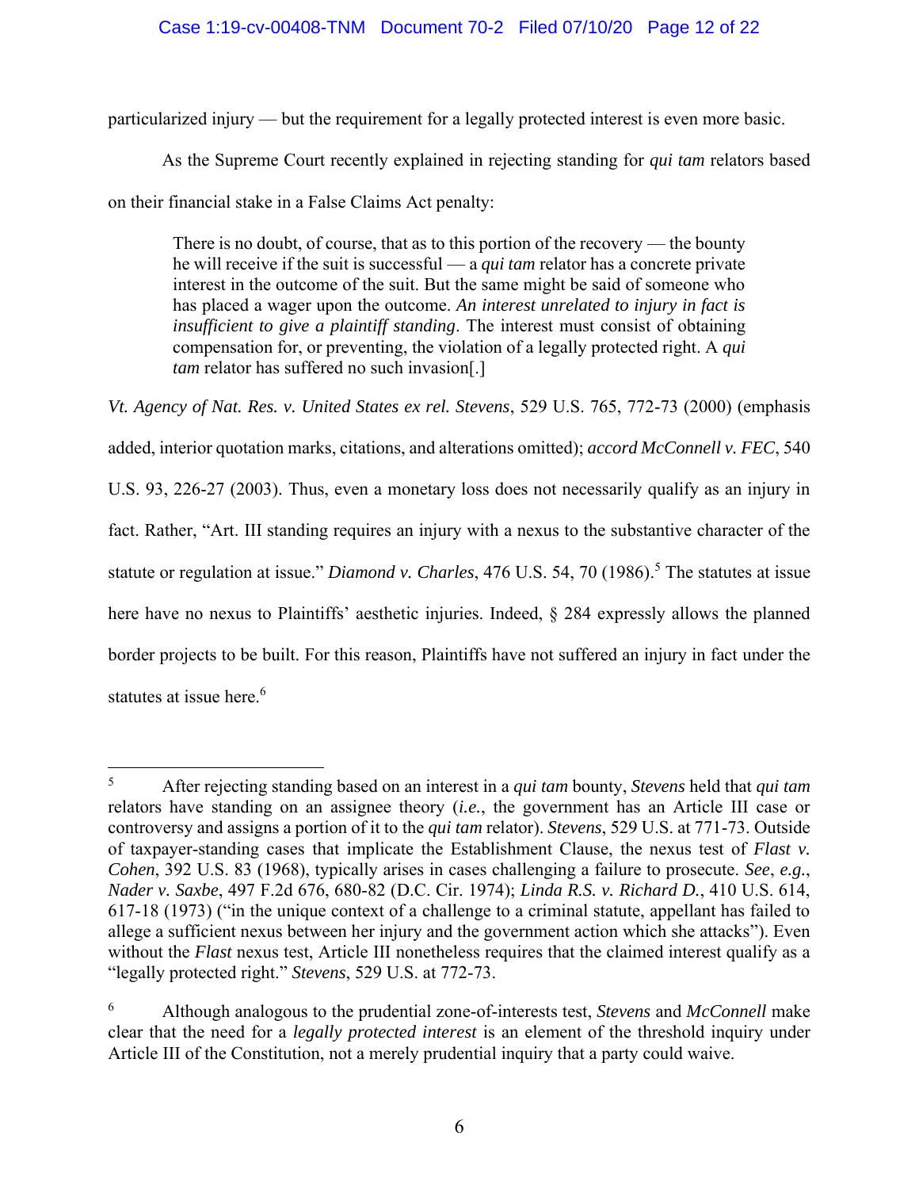particularized injury — but the requirement for a legally protected interest is even more basic.

As the Supreme Court recently explained in rejecting standing for *qui tam* relators based on their financial stake in a False Claims Act penalty:

> There is no doubt, of course, that as to this portion of the recovery — the bounty he will receive if the suit is successful — a *qui tam* relator has a concrete private interest in the outcome of the suit. But the same might be said of someone who has placed a wager upon the outcome. *An interest unrelated to injury in fact is insufficient to give a plaintiff standing*. The interest must consist of obtaining compensation for, or preventing, the violation of a legally protected right. A *qui tam* relator has suffered no such invasion[.]

*Vt. Agency of Nat. Res. v. United States ex rel. Stevens*, 529 U.S. 765, 772-73 (2000) (emphasis added, interior quotation marks, citations, and alterations omitted); *accord McConnell v. FEC*, 540 U.S. 93, 226-27 (2003). Thus, even a monetary loss does not necessarily qualify as an injury in fact. Rather, "Art. III standing requires an injury with a nexus to the substantive character of the statute or regulation at issue." *Diamond v. Charles*, 476 U.S. 54, 70 (1986).[5] The statutes at issue here have no nexus to Plaintiffs' aesthetic injuries. Indeed, § 284 expressly allows the planned border projects to be built. For this reason, Plaintiffs have not suffered an injury in fact under the statutes at issue here.[6]

---

[5] After rejecting standing based on an interest in a *qui tam* bounty, *Stevens* held that *qui tam* relators have standing on an assignee theory (*i.e.*, the government has an Article III case or controversy and assigns a portion of it to the *qui tam* relator). *Stevens*, 529 U.S. at 771-73. Outside of taxpayer-standing cases that implicate the Establishment Clause, the nexus test of *Flast v. Cohen*, 392 U.S. 83 (1968), typically arises in cases challenging a failure to prosecute. *See*, *e.g.*, *Nader v. Saxbe*, 497 F.2d 676, 680-82 (D.C. Cir. 1974); *Linda R.S. v. Richard D.*, 410 U.S. 614, 617-18 (1973) ("in the unique context of a challenge to a criminal statute, appellant has failed to allege a sufficient nexus between her injury and the government action which she attacks"). Even without the *Flast* nexus test, Article III nonetheless requires that the claimed interest qualify as a "legally protected right." *Stevens*, 529 U.S. at 772-73.

[6] Although analogous to the prudential zone-of-interests test, *Stevens* and *McConnell* make clear that the need for a *legally protected interest* is an element of the threshold inquiry under Article III of the Constitution, not a merely prudential inquiry that a party could waive.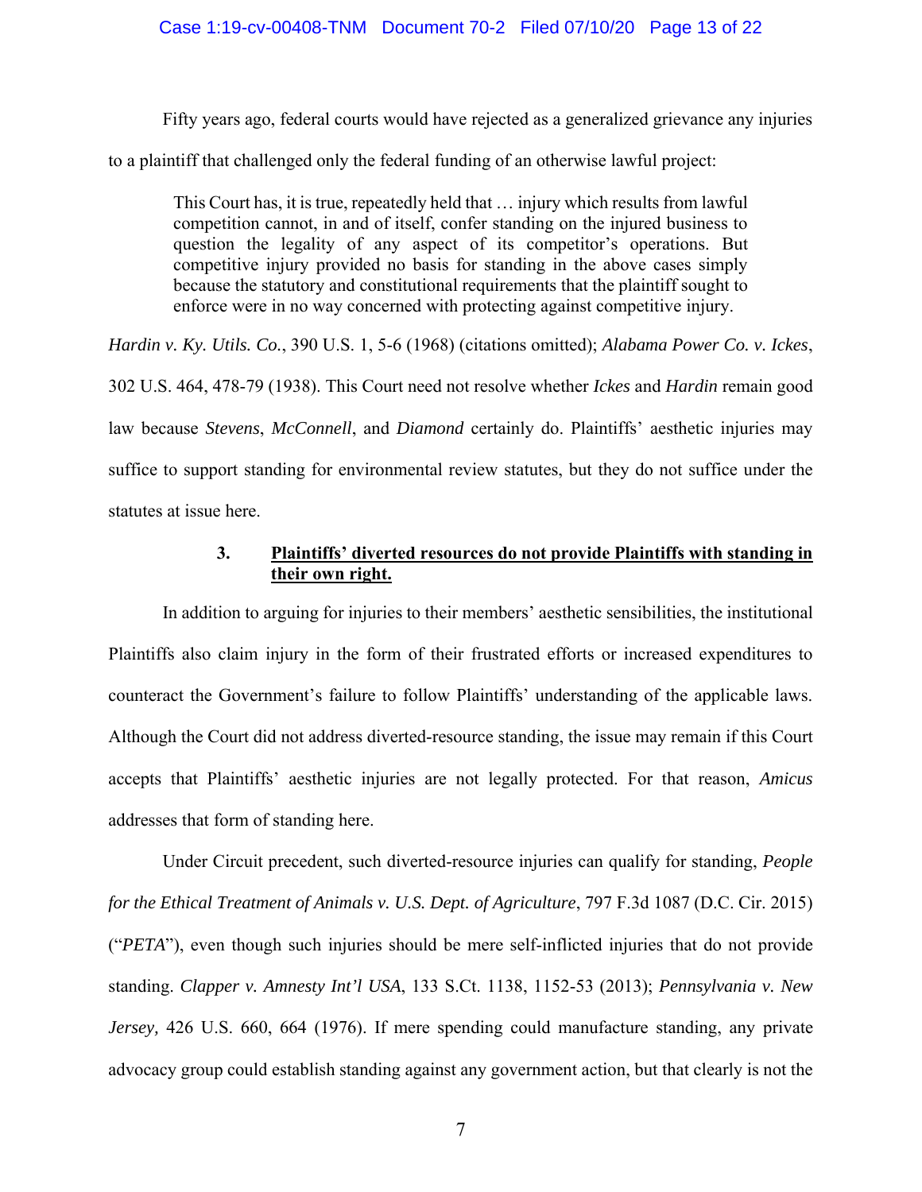Fifty years ago, federal courts would have rejected as a generalized grievance any injuries to a plaintiff that challenged only the federal funding of an otherwise lawful project:

> This Court has, it is true, repeatedly held that … injury which results from lawful competition cannot, in and of itself, confer standing on the injured business to question the legality of any aspect of its competitor's operations. But competitive injury provided no basis for standing in the above cases simply because the statutory and constitutional requirements that the plaintiff sought to enforce were in no way concerned with protecting against competitive injury.

*Hardin v. Ky. Utils. Co.*, 390 U.S. 1, 5-6 (1968) (citations omitted); *Alabama Power Co. v. Ickes*, 302 U.S. 464, 478-79 (1938). This Court need not resolve whether *Ickes* and *Hardin* remain good law because *Stevens*, *McConnell*, and *Diamond* certainly do. Plaintiffs' aesthetic injuries may suffice to support standing for environmental review statutes, but they do not suffice under the statutes at issue here.

### 3. <u>Plaintiffs' diverted resources do not provide Plaintiffs with standing in their own right.</u>

In addition to arguing for injuries to their members' aesthetic sensibilities, the institutional Plaintiffs also claim injury in the form of their frustrated efforts or increased expenditures to counteract the Government's failure to follow Plaintiffs' understanding of the applicable laws. Although the Court did not address diverted-resource standing, the issue may remain if this Court accepts that Plaintiffs' aesthetic injuries are not legally protected. For that reason, *Amicus* addresses that form of standing here.

Under Circuit precedent, such diverted-resource injuries can qualify for standing, *People for the Ethical Treatment of Animals v. U.S. Dept. of Agriculture*, 797 F.3d 1087 (D.C. Cir. 2015) ("*PETA*"), even though such injuries should be mere self-inflicted injuries that do not provide standing. *Clapper v. Amnesty Int'l USA*, 133 S.Ct. 1138, 1152-53 (2013); *Pennsylvania v. New Jersey,* 426 U.S. 660, 664 (1976). If mere spending could manufacture standing, any private advocacy group could establish standing against any government action, but that clearly is not the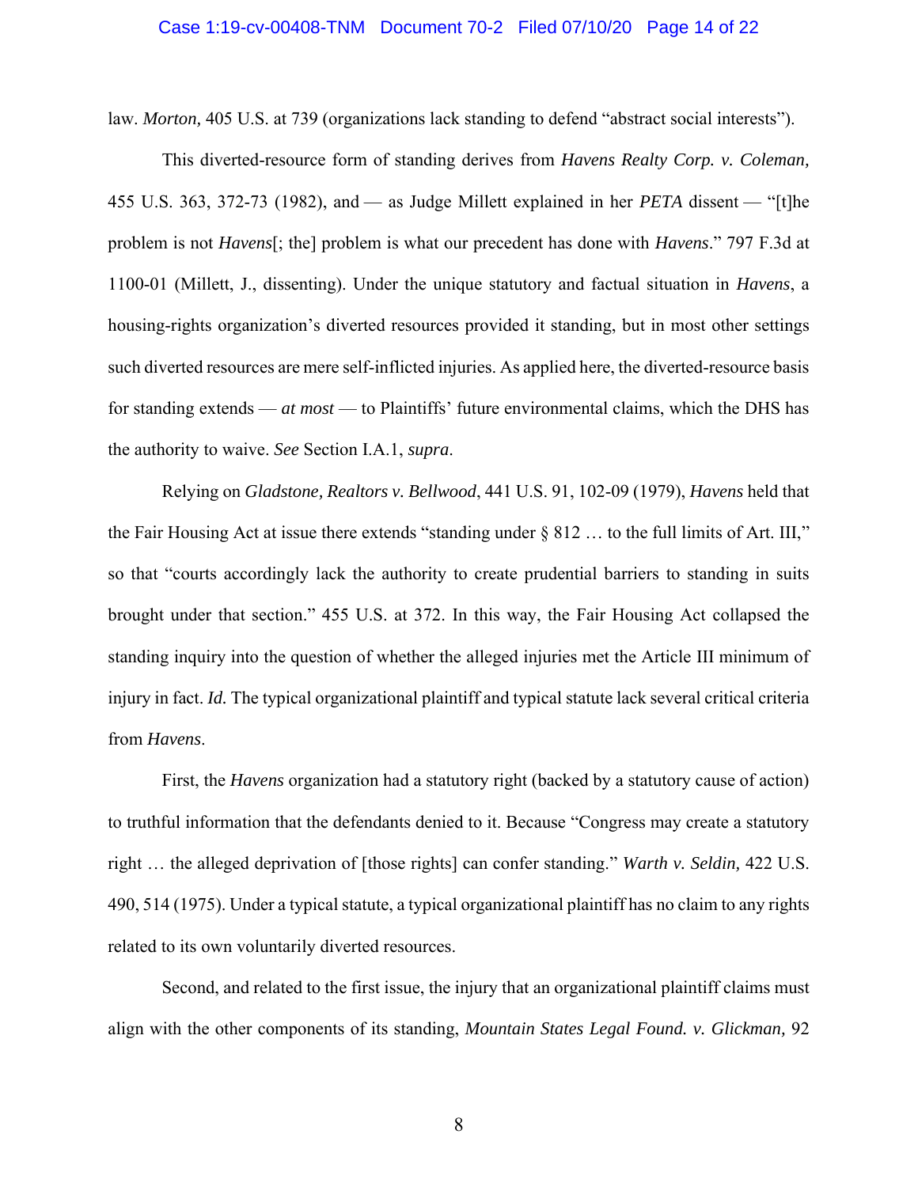law. *Morton,* 405 U.S. at 739 (organizations lack standing to defend "abstract social interests").

This diverted-resource form of standing derives from *Havens Realty Corp. v. Coleman,* 455 U.S. 363, 372-73 (1982), and — as Judge Millett explained in her *PETA* dissent — "[t]he problem is not *Havens*[; the] problem is what our precedent has done with *Havens*." 797 F.3d at 1100-01 (Millett, J., dissenting). Under the unique statutory and factual situation in *Havens*, a housing-rights organization's diverted resources provided it standing, but in most other settings such diverted resources are mere self-inflicted injuries. As applied here, the diverted-resource basis for standing extends — *at most* — to Plaintiffs' future environmental claims, which the DHS has the authority to waive. *See* Section I.A.1, *supra*.

Relying on *Gladstone, Realtors v. Bellwood*, 441 U.S. 91, 102-09 (1979), *Havens* held that the Fair Housing Act at issue there extends "standing under § 812 … to the full limits of Art. III," so that "courts accordingly lack the authority to create prudential barriers to standing in suits brought under that section." 455 U.S. at 372. In this way, the Fair Housing Act collapsed the standing inquiry into the question of whether the alleged injuries met the Article III minimum of injury in fact. *Id.* The typical organizational plaintiff and typical statute lack several critical criteria from *Havens*.

First, the *Havens* organization had a statutory right (backed by a statutory cause of action) to truthful information that the defendants denied to it. Because "Congress may create a statutory right … the alleged deprivation of [those rights] can confer standing." *Warth v. Seldin,* 422 U.S. 490, 514 (1975). Under a typical statute, a typical organizational plaintiff has no claim to any rights related to its own voluntarily diverted resources.

Second, and related to the first issue, the injury that an organizational plaintiff claims must align with the other components of its standing, *Mountain States Legal Found. v. Glickman,* 92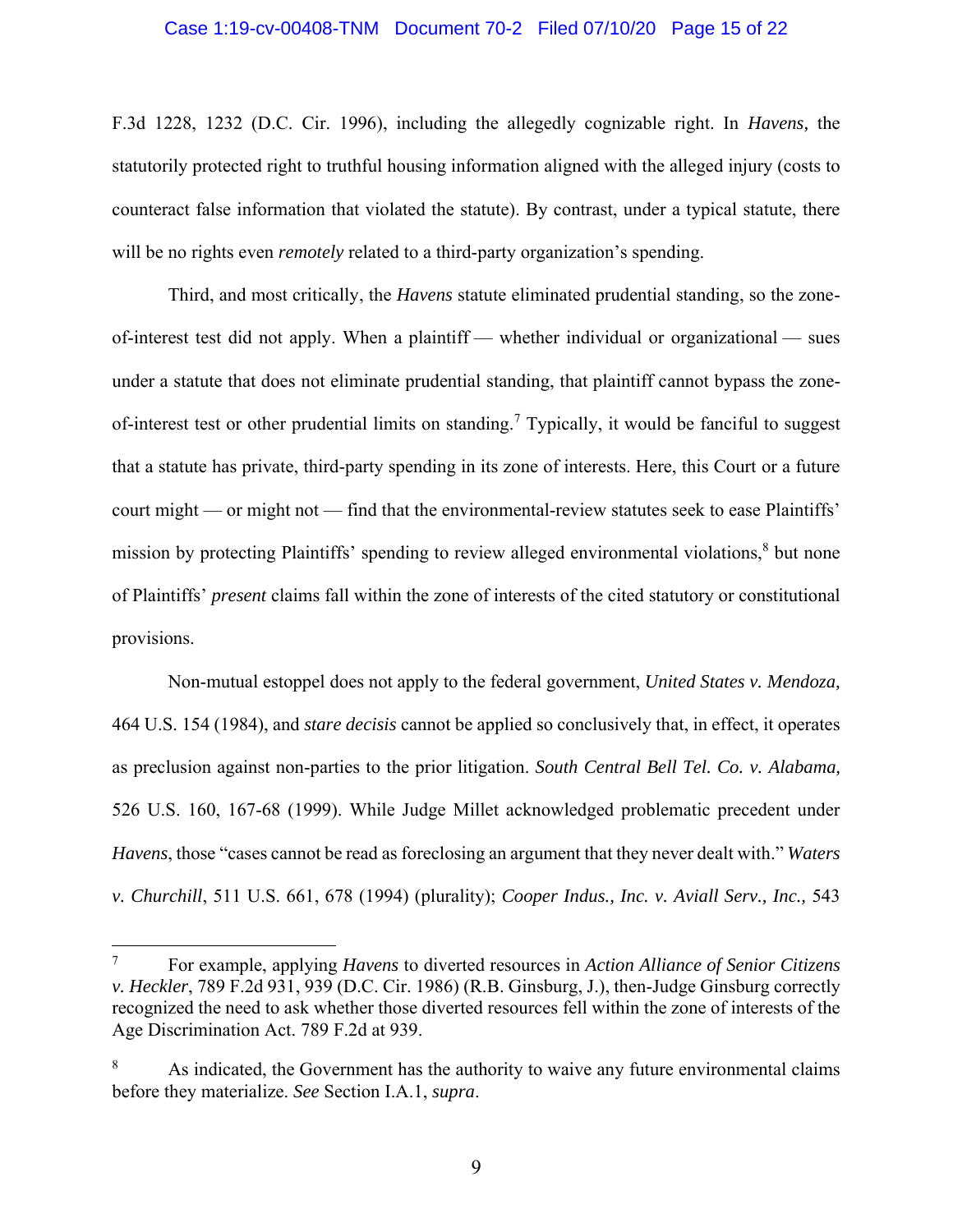F.3d 1228, 1232 (D.C. Cir. 1996), including the allegedly cognizable right. In *Havens,* the statutorily protected right to truthful housing information aligned with the alleged injury (costs to counteract false information that violated the statute). By contrast, under a typical statute, there will be no rights even *remotely* related to a third-party organization's spending.

Third, and most critically, the *Havens* statute eliminated prudential standing, so the zone-of-interest test did not apply. When a plaintiff — whether individual or organizational — sues under a statute that does not eliminate prudential standing, that plaintiff cannot bypass the zone-of-interest test or other prudential limits on standing.[7] Typically, it would be fanciful to suggest that a statute has private, third-party spending in its zone of interests. Here, this Court or a future court might — or might not — find that the environmental-review statutes seek to ease Plaintiffs' mission by protecting Plaintiffs' spending to review alleged environmental violations,[8] but none of Plaintiffs' *present* claims fall within the zone of interests of the cited statutory or constitutional provisions.

Non-mutual estoppel does not apply to the federal government, *United States v. Mendoza,* 464 U.S. 154 (1984), and *stare decisis* cannot be applied so conclusively that, in effect, it operates as preclusion against non-parties to the prior litigation. *South Central Bell Tel. Co. v. Alabama,* 526 U.S. 160, 167-68 (1999). While Judge Millet acknowledged problematic precedent under *Havens*, those "cases cannot be read as foreclosing an argument that they never dealt with." *Waters v. Churchill*, 511 U.S. 661, 678 (1994) (plurality); *Cooper Indus., Inc. v. Aviall Serv., Inc.,* 543

---

[7] For example, applying *Havens* to diverted resources in *Action Alliance of Senior Citizens v. Heckler*, 789 F.2d 931, 939 (D.C. Cir. 1986) (R.B. Ginsburg, J.), then-Judge Ginsburg correctly recognized the need to ask whether those diverted resources fell within the zone of interests of the Age Discrimination Act. 789 F.2d at 939.

[8] As indicated, the Government has the authority to waive any future environmental claims before they materialize. *See* Section I.A.1, *supra*.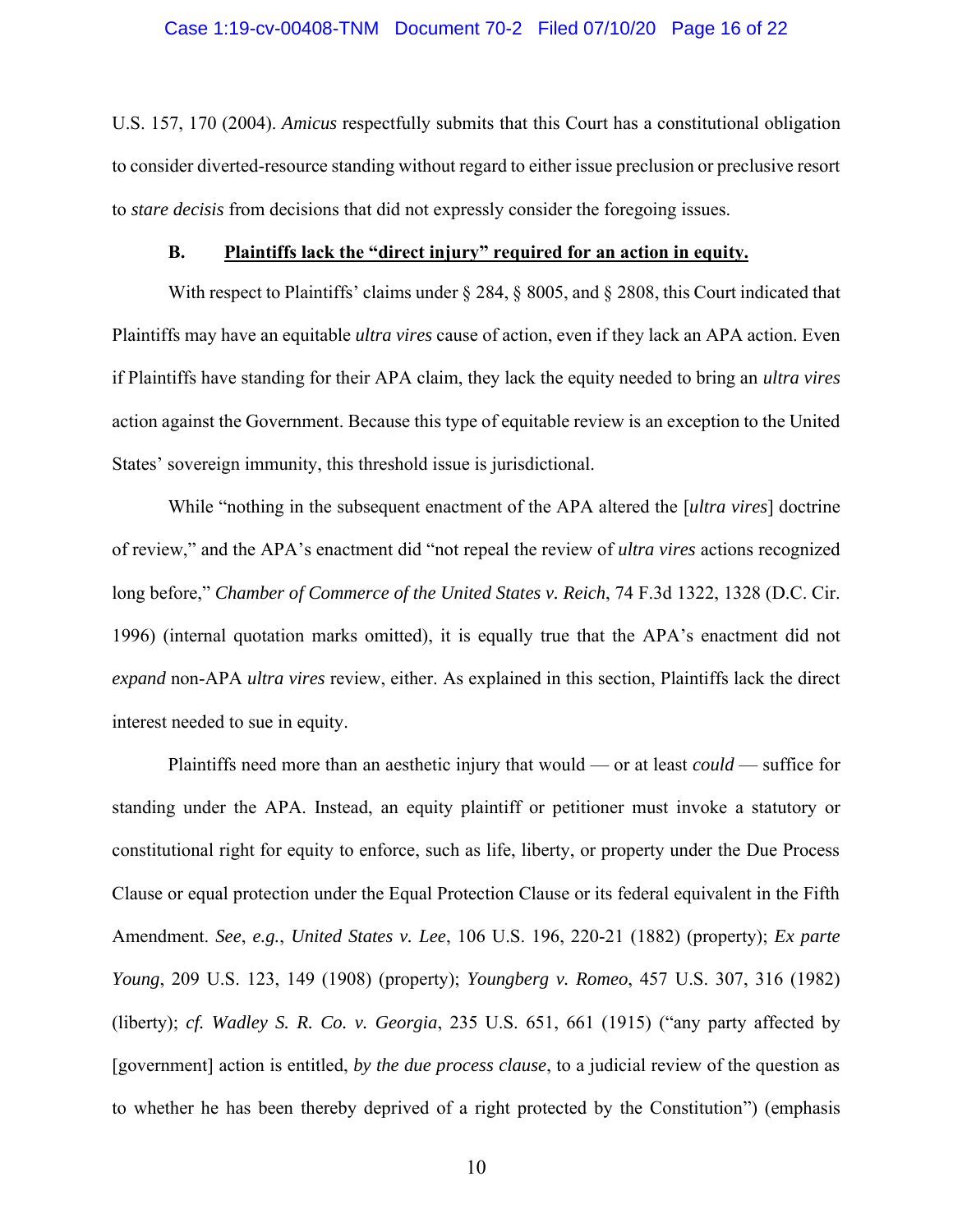U.S. 157, 170 (2004). *Amicus* respectfully submits that this Court has a constitutional obligation to consider diverted-resource standing without regard to either issue preclusion or preclusive resort to *stare decisis* from decisions that did not expressly consider the foregoing issues.

### B. Plaintiffs lack the "direct injury" required for an action in equity.

With respect to Plaintiffs' claims under § 284, § 8005, and § 2808, this Court indicated that Plaintiffs may have an equitable *ultra vires* cause of action, even if they lack an APA action. Even if Plaintiffs have standing for their APA claim, they lack the equity needed to bring an *ultra vires* action against the Government. Because this type of equitable review is an exception to the United States' sovereign immunity, this threshold issue is jurisdictional.

While "nothing in the subsequent enactment of the APA altered the [*ultra vires*] doctrine of review," and the APA's enactment did "not repeal the review of *ultra vires* actions recognized long before," *Chamber of Commerce of the United States v. Reich*, 74 F.3d 1322, 1328 (D.C. Cir. 1996) (internal quotation marks omitted), it is equally true that the APA's enactment did not *expand* non-APA *ultra vires* review, either. As explained in this section, Plaintiffs lack the direct interest needed to sue in equity.

Plaintiffs need more than an aesthetic injury that would — or at least *could* — suffice for standing under the APA. Instead, an equity plaintiff or petitioner must invoke a statutory or constitutional right for equity to enforce, such as life, liberty, or property under the Due Process Clause or equal protection under the Equal Protection Clause or its federal equivalent in the Fifth Amendment. *See*, *e.g.*, *United States v. Lee*, 106 U.S. 196, 220-21 (1882) (property); *Ex parte Young*, 209 U.S. 123, 149 (1908) (property); *Youngberg v. Romeo*, 457 U.S. 307, 316 (1982) (liberty); *cf. Wadley S. R. Co. v. Georgia*, 235 U.S. 651, 661 (1915) ("any party affected by [government] action is entitled, *by the due process clause*, to a judicial review of the question as to whether he has been thereby deprived of a right protected by the Constitution") (emphasis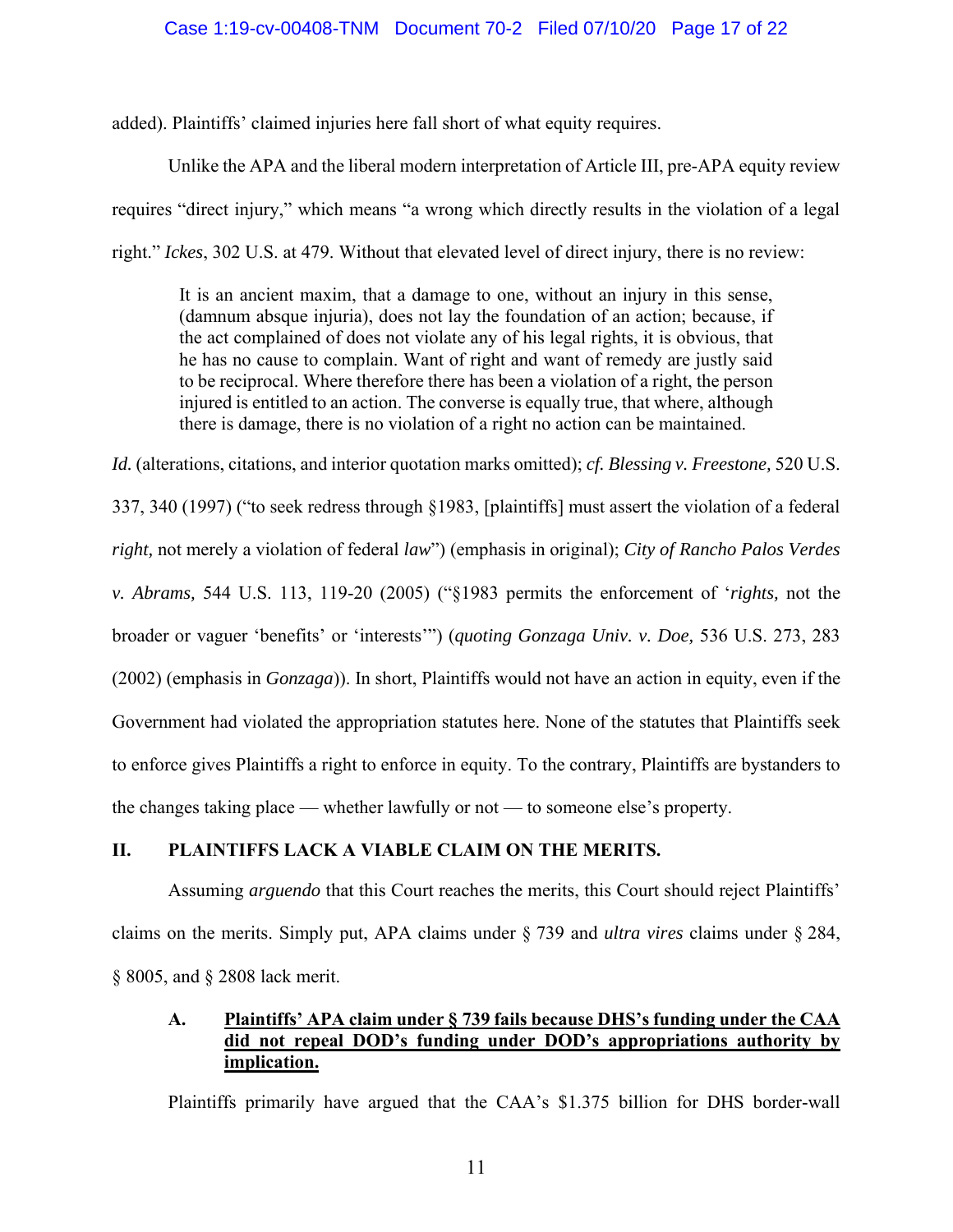added). Plaintiffs' claimed injuries here fall short of what equity requires.

Unlike the APA and the liberal modern interpretation of Article III, pre-APA equity review requires "direct injury," which means "a wrong which directly results in the violation of a legal right." *Ickes*, 302 U.S. at 479. Without that elevated level of direct injury, there is no review:

> It is an ancient maxim, that a damage to one, without an injury in this sense, (damnum absque injuria), does not lay the foundation of an action; because, if the act complained of does not violate any of his legal rights, it is obvious, that he has no cause to complain. Want of right and want of remedy are justly said to be reciprocal. Where therefore there has been a violation of a right, the person injured is entitled to an action. The converse is equally true, that where, although there is damage, there is no violation of a right no action can be maintained.

*Id.* (alterations, citations, and interior quotation marks omitted); *cf. Blessing v. Freestone,* 520 U.S. 337, 340 (1997) ("to seek redress through §1983, [plaintiffs] must assert the violation of a federal *right,* not merely a violation of federal *law*") (emphasis in original); *City of Rancho Palos Verdes v. Abrams,* 544 U.S. 113, 119-20 (2005) ("§1983 permits the enforcement of '*rights,* not the broader or vaguer 'benefits' or 'interests'") (*quoting Gonzaga Univ. v. Doe,* 536 U.S. 273, 283 (2002) (emphasis in *Gonzaga*)). In short, Plaintiffs would not have an action in equity, even if the Government had violated the appropriation statutes here. None of the statutes that Plaintiffs seek to enforce gives Plaintiffs a right to enforce in equity. To the contrary, Plaintiffs are bystanders to the changes taking place — whether lawfully or not — to someone else's property.

## II. PLAINTIFFS LACK A VIABLE CLAIM ON THE MERITS.

Assuming *arguendo* that this Court reaches the merits, this Court should reject Plaintiffs' claims on the merits. Simply put, APA claims under § 739 and *ultra vires* claims under § 284, § 8005, and § 2808 lack merit.

### A. Plaintiffs' APA claim under § 739 fails because DHS's funding under the CAA did not repeal DOD's funding under DOD's appropriations authority by implication.

Plaintiffs primarily have argued that the CAA's $1.375 billion for DHS border-wall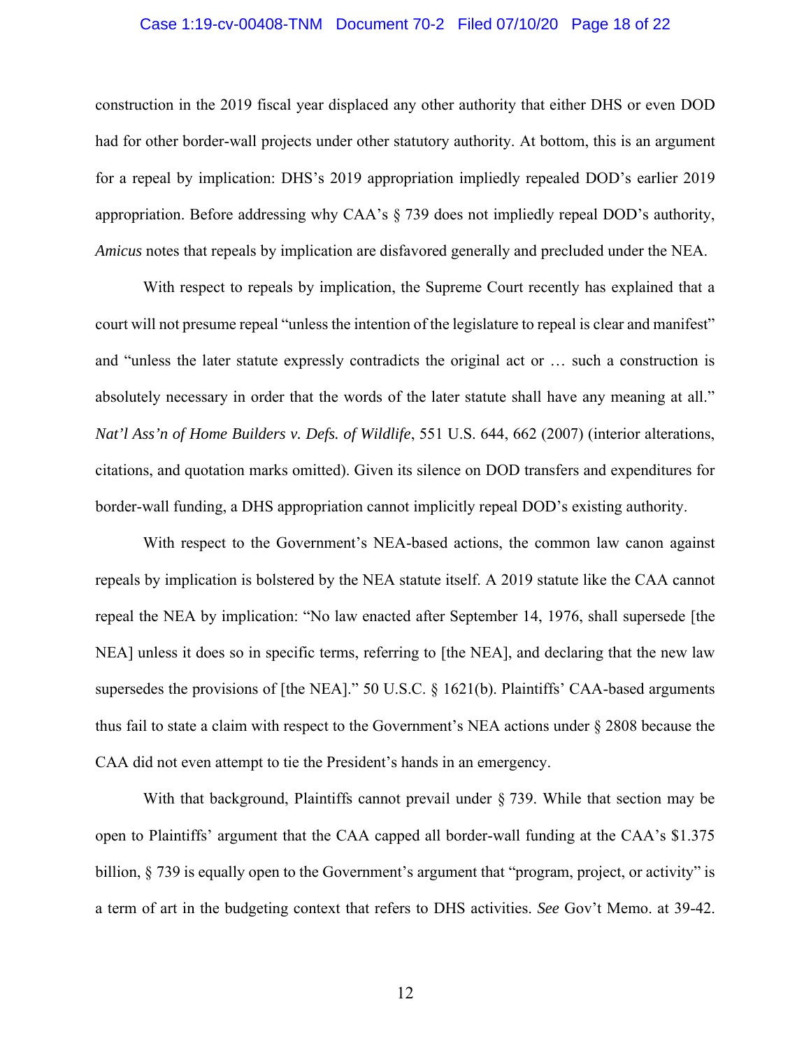construction in the 2019 fiscal year displaced any other authority that either DHS or even DOD had for other border-wall projects under other statutory authority. At bottom, this is an argument for a repeal by implication: DHS's 2019 appropriation impliedly repealed DOD's earlier 2019 appropriation. Before addressing why CAA's § 739 does not impliedly repeal DOD's authority, *Amicus* notes that repeals by implication are disfavored generally and precluded under the NEA.

With respect to repeals by implication, the Supreme Court recently has explained that a court will not presume repeal "unless the intention of the legislature to repeal is clear and manifest" and "unless the later statute expressly contradicts the original act or … such a construction is absolutely necessary in order that the words of the later statute shall have any meaning at all." *Nat'l Ass'n of Home Builders v. Defs. of Wildlife*, 551 U.S. 644, 662 (2007) (interior alterations, citations, and quotation marks omitted). Given its silence on DOD transfers and expenditures for border-wall funding, a DHS appropriation cannot implicitly repeal DOD's existing authority.

With respect to the Government's NEA-based actions, the common law canon against repeals by implication is bolstered by the NEA statute itself. A 2019 statute like the CAA cannot repeal the NEA by implication: "No law enacted after September 14, 1976, shall supersede [the NEA] unless it does so in specific terms, referring to [the NEA], and declaring that the new law supersedes the provisions of [the NEA]." 50 U.S.C. § 1621(b). Plaintiffs' CAA-based arguments thus fail to state a claim with respect to the Government's NEA actions under § 2808 because the CAA did not even attempt to tie the President's hands in an emergency.

With that background, Plaintiffs cannot prevail under § 739. While that section may be open to Plaintiffs' argument that the CAA capped all border-wall funding at the CAA's $1.375 billion, § 739 is equally open to the Government's argument that "program, project, or activity" is a term of art in the budgeting context that refers to DHS activities. *See* Gov't Memo. at 39-42.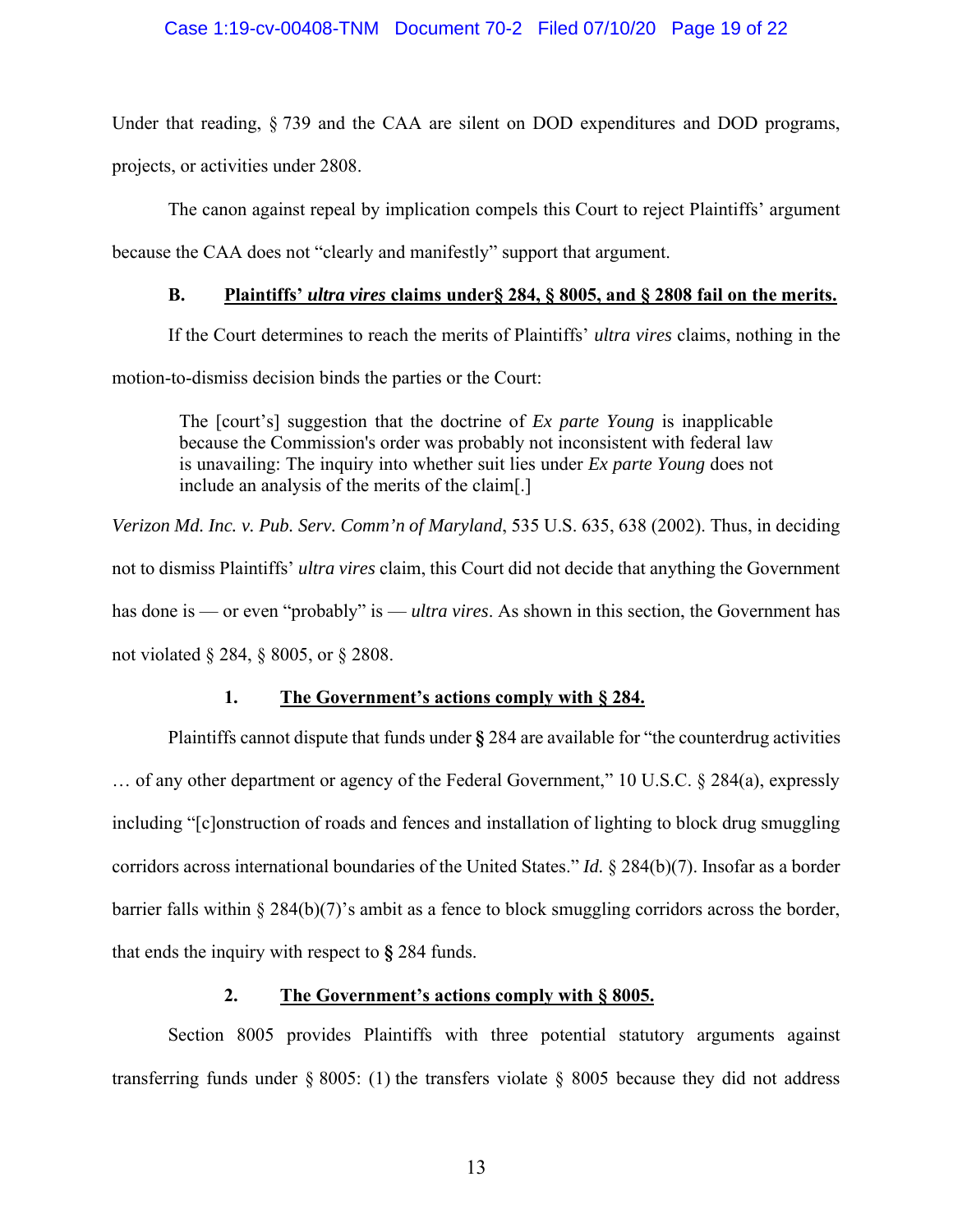Under that reading, § 739 and the CAA are silent on DOD expenditures and DOD programs, projects, or activities under 2808.

The canon against repeal by implication compels this Court to reject Plaintiffs' argument because the CAA does not "clearly and manifestly" support that argument.

### B. Plaintiffs' *ultra vires* claims under§ 284, § 8005, and § 2808 fail on the merits.

If the Court determines to reach the merits of Plaintiffs' *ultra vires* claims, nothing in the motion-to-dismiss decision binds the parties or the Court:

> The [court's] suggestion that the doctrine of *Ex parte Young* is inapplicable because the Commission's order was probably not inconsistent with federal law is unavailing: The inquiry into whether suit lies under *Ex parte Young* does not include an analysis of the merits of the claim[.]

*Verizon Md. Inc. v. Pub. Serv. Comm'n of Maryland*, 535 U.S. 635, 638 (2002). Thus, in deciding not to dismiss Plaintiffs' *ultra vires* claim, this Court did not decide that anything the Government has done is — or even "probably" is — *ultra vires*. As shown in this section, the Government has not violated § 284, § 8005, or § 2808.

#### 1. The Government's actions comply with § 284.

Plaintiffs cannot dispute that funds under **§** 284 are available for "the counterdrug activities … of any other department or agency of the Federal Government," 10 U.S.C. § 284(a), expressly including "[c]onstruction of roads and fences and installation of lighting to block drug smuggling corridors across international boundaries of the United States." *Id.* § 284(b)(7). Insofar as a border barrier falls within § 284(b)(7)'s ambit as a fence to block smuggling corridors across the border, that ends the inquiry with respect to **§** 284 funds.

#### 2. The Government's actions comply with § 8005.

Section 8005 provides Plaintiffs with three potential statutory arguments against transferring funds under § 8005: (1) the transfers violate § 8005 because they did not address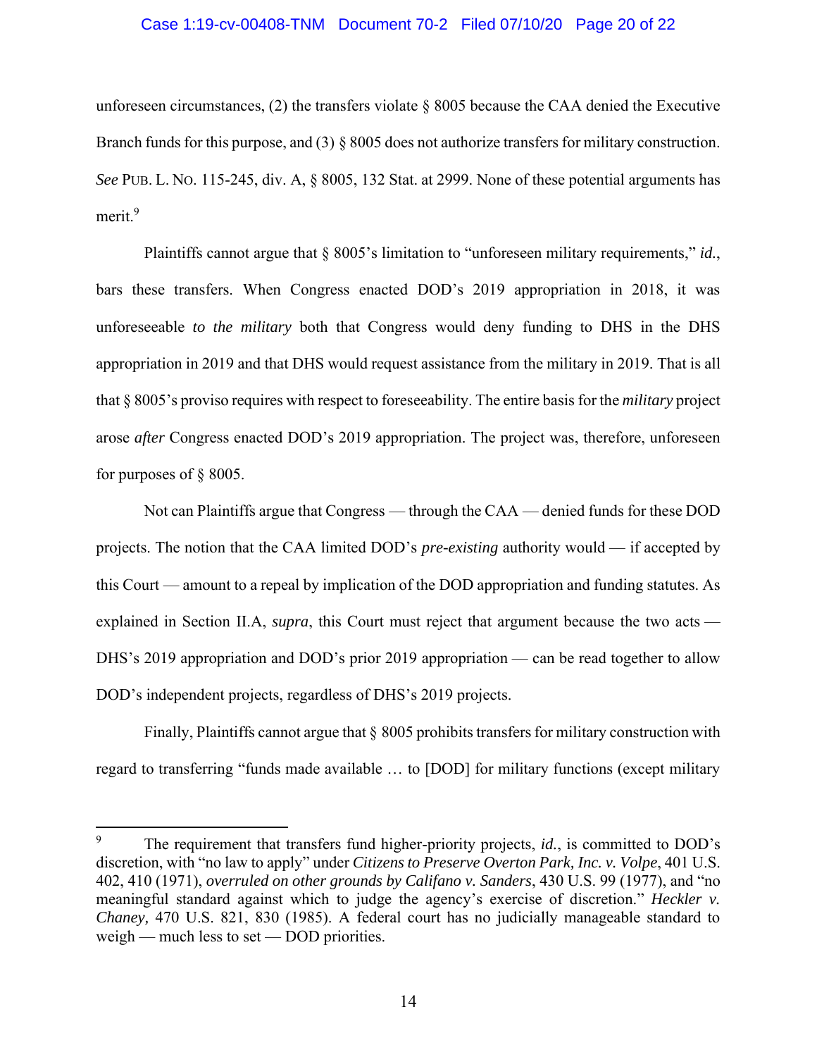unforeseen circumstances, (2) the transfers violate § 8005 because the CAA denied the Executive Branch funds for this purpose, and (3) § 8005 does not authorize transfers for military construction. *See* PUB. L. NO. 115-245, div. A, § 8005, 132 Stat. at 2999. None of these potential arguments has merit.[9]

Plaintiffs cannot argue that § 8005's limitation to "unforeseen military requirements," *id.*, bars these transfers. When Congress enacted DOD's 2019 appropriation in 2018, it was unforeseeable *to the military* both that Congress would deny funding to DHS in the DHS appropriation in 2019 and that DHS would request assistance from the military in 2019. That is all that § 8005's proviso requires with respect to foreseeability. The entire basis for the *military* project arose *after* Congress enacted DOD's 2019 appropriation. The project was, therefore, unforeseen for purposes of § 8005.

Not can Plaintiffs argue that Congress — through the CAA — denied funds for these DOD projects. The notion that the CAA limited DOD's *pre-existing* authority would — if accepted by this Court — amount to a repeal by implication of the DOD appropriation and funding statutes. As explained in Section II.A, *supra*, this Court must reject that argument because the two acts — DHS's 2019 appropriation and DOD's prior 2019 appropriation — can be read together to allow DOD's independent projects, regardless of DHS's 2019 projects.

Finally, Plaintiffs cannot argue that § 8005 prohibits transfers for military construction with regard to transferring "funds made available … to [DOD] for military functions (except military

---

[9] The requirement that transfers fund higher-priority projects, *id.*, is committed to DOD's discretion, with "no law to apply" under *Citizens to Preserve Overton Park, Inc. v. Volpe*, 401 U.S. 402, 410 (1971), *overruled on other grounds by Califano v. Sanders*, 430 U.S. 99 (1977), and "no meaningful standard against which to judge the agency's exercise of discretion." *Heckler v. Chaney,* 470 U.S. 821, 830 (1985). A federal court has no judicially manageable standard to weigh — much less to set — DOD priorities.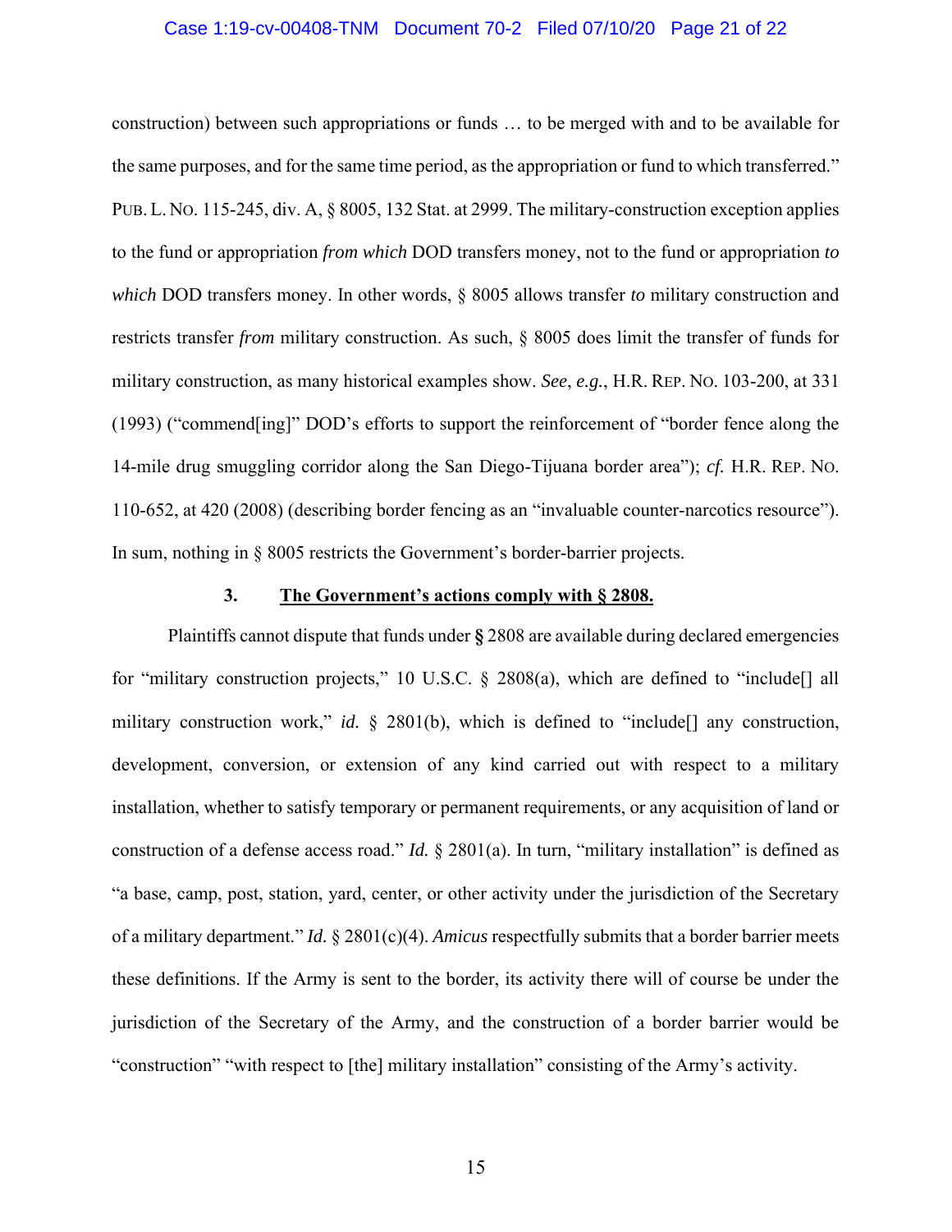construction) between such appropriations or funds … to be merged with and to be available for the same purposes, and for the same time period, as the appropriation or fund to which transferred." PUB. L. NO. 115-245, div. A, § 8005, 132 Stat. at 2999. The military-construction exception applies to the fund or appropriation *from which* DOD transfers money, not to the fund or appropriation *to which* DOD transfers money. In other words, § 8005 allows transfer *to* military construction and restricts transfer *from* military construction. As such, § 8005 does limit the transfer of funds for military construction, as many historical examples show. *See*, *e.g.*, H.R. REP. NO. 103-200, at 331 (1993) ("commend[ing]" DOD's efforts to support the reinforcement of "border fence along the 14-mile drug smuggling corridor along the San Diego-Tijuana border area"); *cf.* H.R. REP. NO. 110-652, at 420 (2008) (describing border fencing as an "invaluable counter-narcotics resource"). In sum, nothing in § 8005 restricts the Government's border-barrier projects.

### 3. The Government's actions comply with § 2808.

Plaintiffs cannot dispute that funds under **§** 2808 are available during declared emergencies for "military construction projects," 10 U.S.C. § 2808(a), which are defined to "include[] all military construction work," *id.* § 2801(b), which is defined to "include[] any construction, development, conversion, or extension of any kind carried out with respect to a military installation, whether to satisfy temporary or permanent requirements, or any acquisition of land or construction of a defense access road." *Id.* § 2801(a). In turn, "military installation" is defined as "a base, camp, post, station, yard, center, or other activity under the jurisdiction of the Secretary of a military department." *Id.* § 2801(c)(4). *Amicus* respectfully submits that a border barrier meets these definitions. If the Army is sent to the border, its activity there will of course be under the jurisdiction of the Secretary of the Army, and the construction of a border barrier would be "construction" "with respect to [the] military installation" consisting of the Army's activity.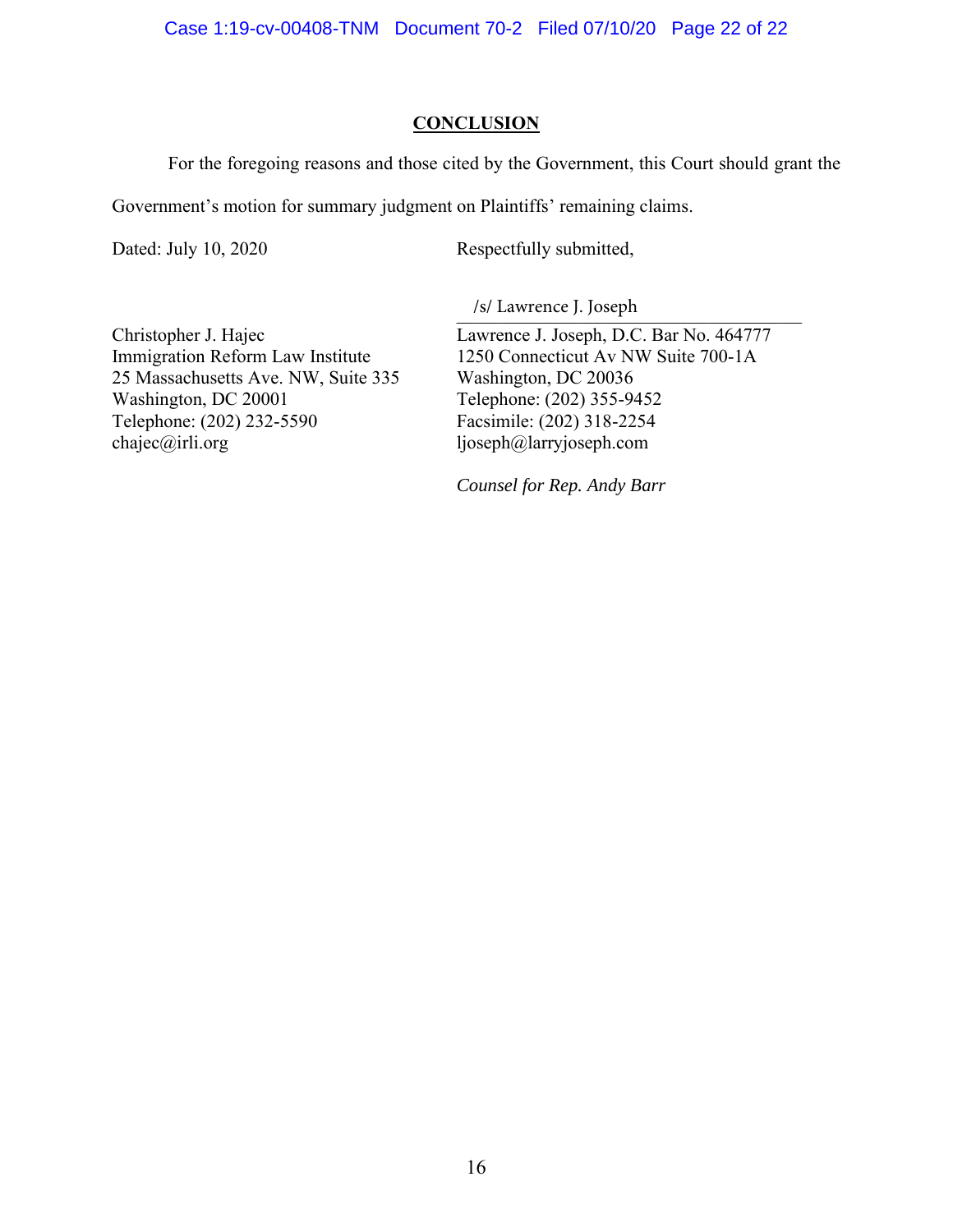## CONCLUSION

For the foregoing reasons and those cited by the Government, this Court should grant the Government's motion for summary judgment on Plaintiffs' remaining claims.

Dated: July 10, 2020

Respectfully submitted,

/s/ Lawrence J. Joseph

Lawrence J. Joseph, D.C. Bar No. 464777
1250 Connecticut Av NW Suite 700-1A
Washington, DC 20036
Telephone: (202) 355-9452
Facsimile: (202) 318-2254
ljoseph@larryjoseph.com

*Counsel for Rep. Andy Barr*

Christopher J. Hajec
Immigration Reform Law Institute
25 Massachusetts Ave. NW, Suite 335
Washington, DC 20001
Telephone: (202) 232-5590
chajec@irli.org